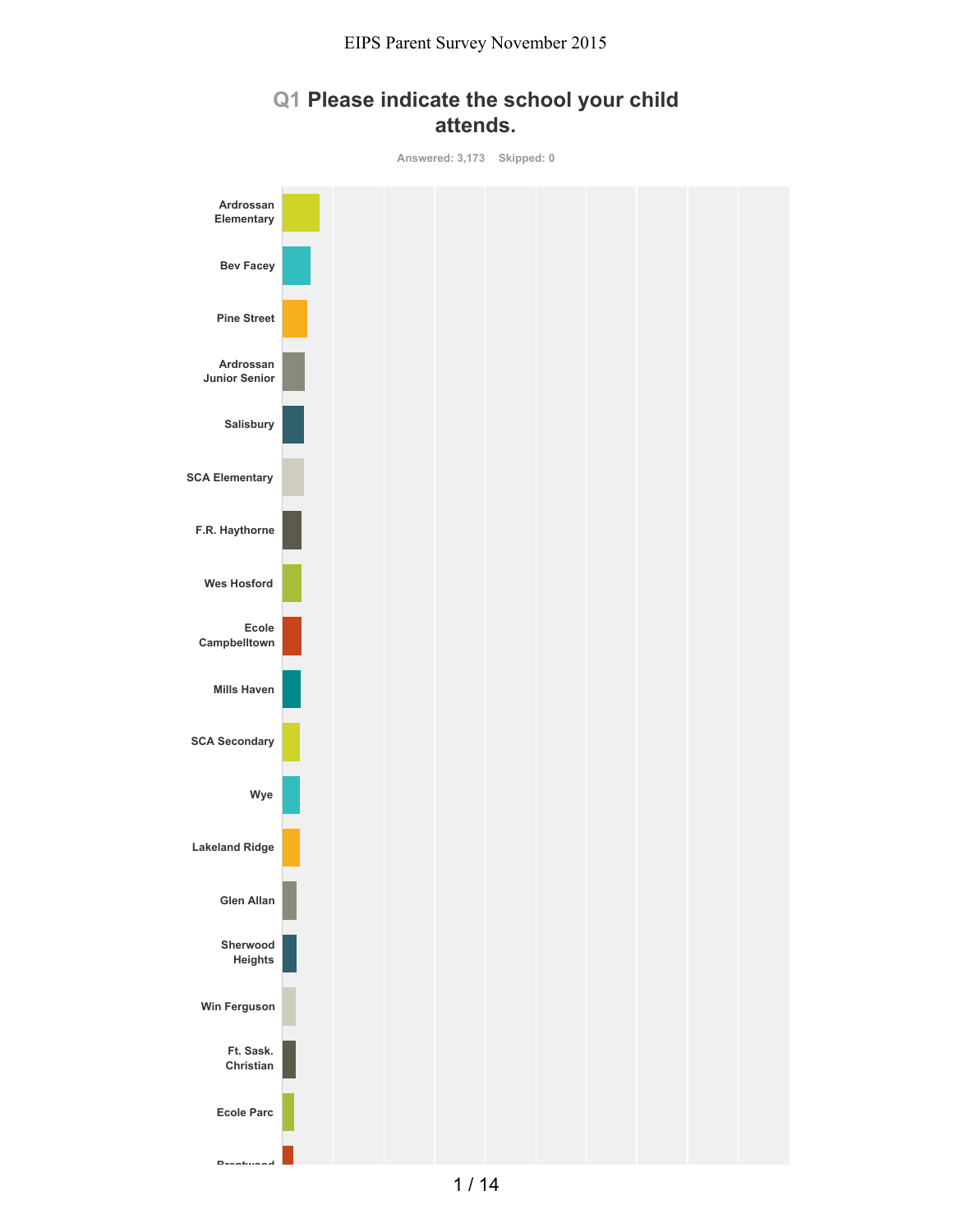# Q1 Please indicate the school your child attends.

Answered: 3,173 Skipped: 0

Ardrossan Elementary

Bev Facey

Pine Street

Ardrossan Junior Senior

Salisbury

SCA Elementary

F.R. Haythorne

Wes Hosford

Ecole Campbelltown

Mills Haven

SCA Secondary

Wye

Lakeland Ridge

Glen Allan

Sherwood Heights

Win Ferguson

Ft. Sask. Christian

Ecole Parc

Brentwood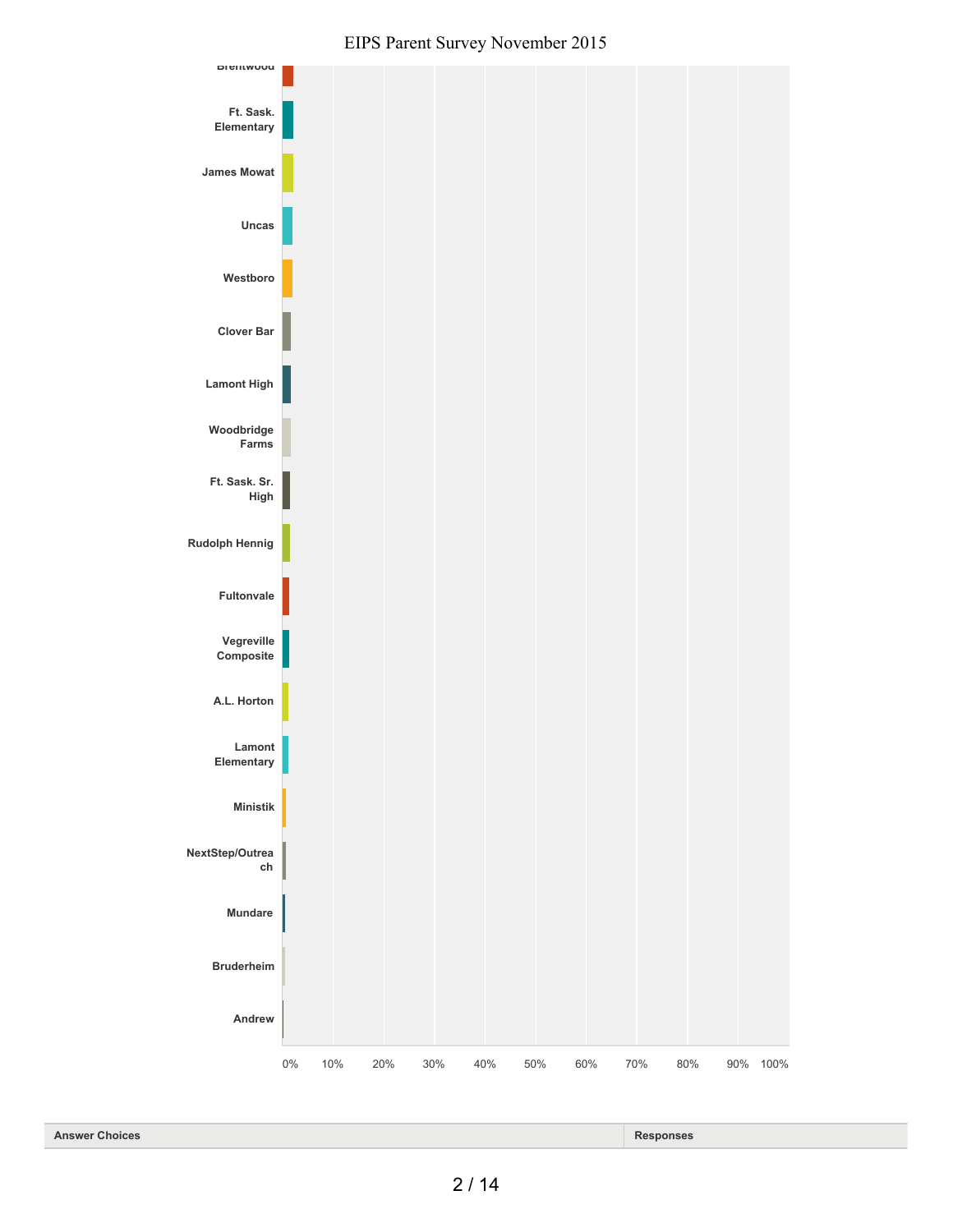Brentwood

Ft. Sask. Elementary

James Mowat

Uncas

Westboro

Clover Bar

Lamont High

Woodbridge Farms

Ft. Sask. Sr. High

Rudolph Hennig

Fultonvale

Vegreville Composite

A.L. Horton

Lamont Elementary

Ministik

NextStep/Outreach

Mundare

Bruderheim

Andrew

0% 10% 20% 30% 40% 50% 60% 70% 80% 90% 100%

| Answer Choices | Responses |
|---|---|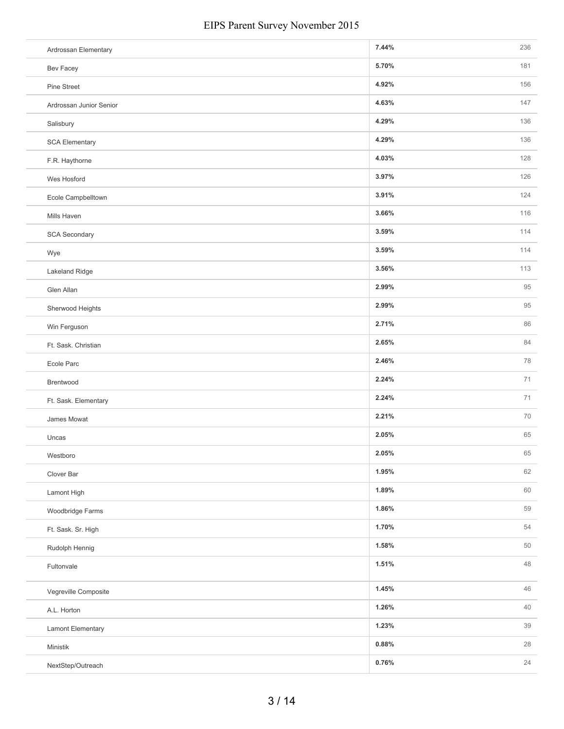| School | Percentage | Count |
| --- | --- | --- |
| Ardrossan Elementary | **7.44%** | 236 |
| Bev Facey | **5.70%** | 181 |
| Pine Street | **4.92%** | 156 |
| Ardrossan Junior Senior | **4.63%** | 147 |
| Salisbury | **4.29%** | 136 |
| SCA Elementary | **4.29%** | 136 |
| F.R. Haythorne | **4.03%** | 128 |
| Wes Hosford | **3.97%** | 126 |
| Ecole Campbelltown | **3.91%** | 124 |
| Mills Haven | **3.66%** | 116 |
| SCA Secondary | **3.59%** | 114 |
| Wye | **3.59%** | 114 |
| Lakeland Ridge | **3.56%** | 113 |
| Glen Allan | **2.99%** | 95 |
| Sherwood Heights | **2.99%** | 95 |
| Win Ferguson | **2.71%** | 86 |
| Ft. Sask. Christian | **2.65%** | 84 |
| Ecole Parc | **2.46%** | 78 |
| Brentwood | **2.24%** | 71 |
| Ft. Sask. Elementary | **2.24%** | 71 |
| James Mowat | **2.21%** | 70 |
| Uncas | **2.05%** | 65 |
| Westboro | **2.05%** | 65 |
| Clover Bar | **1.95%** | 62 |
| Lamont High | **1.89%** | 60 |
| Woodbridge Farms | **1.86%** | 59 |
| Ft. Sask. Sr. High | **1.70%** | 54 |
| Rudolph Hennig | **1.58%** | 50 |
| Fultonvale | **1.51%** | 48 |
| Vegreville Composite | **1.45%** | 46 |
| A.L. Horton | **1.26%** | 40 |
| Lamont Elementary | **1.23%** | 39 |
| Ministik | **0.88%** | 28 |
| NextStep/Outreach | **0.76%** | 24 |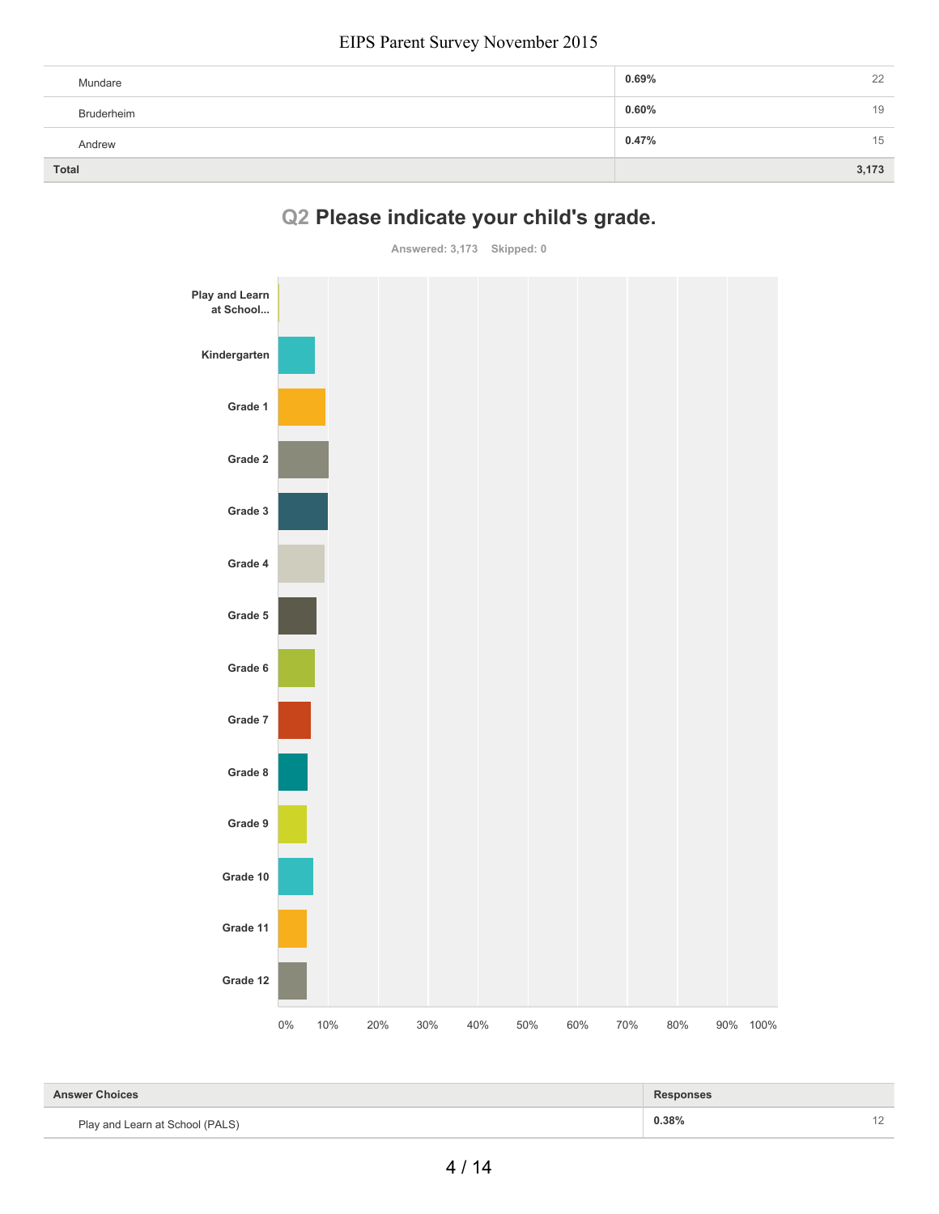| | | |
|---|---|---|
| Mundare | 0.69% | 22 |
| Bruderheim | 0.60% | 19 |
| Andrew | 0.47% | 15 |
| **Total** | | **3,173** |

## Q2 Please indicate your child's grade.

Answered: 3,173 Skipped: 0

| Answer Choices | Responses | |
|---|---|---|
| Play and Learn at School (PALS) | 0.38% | 12 |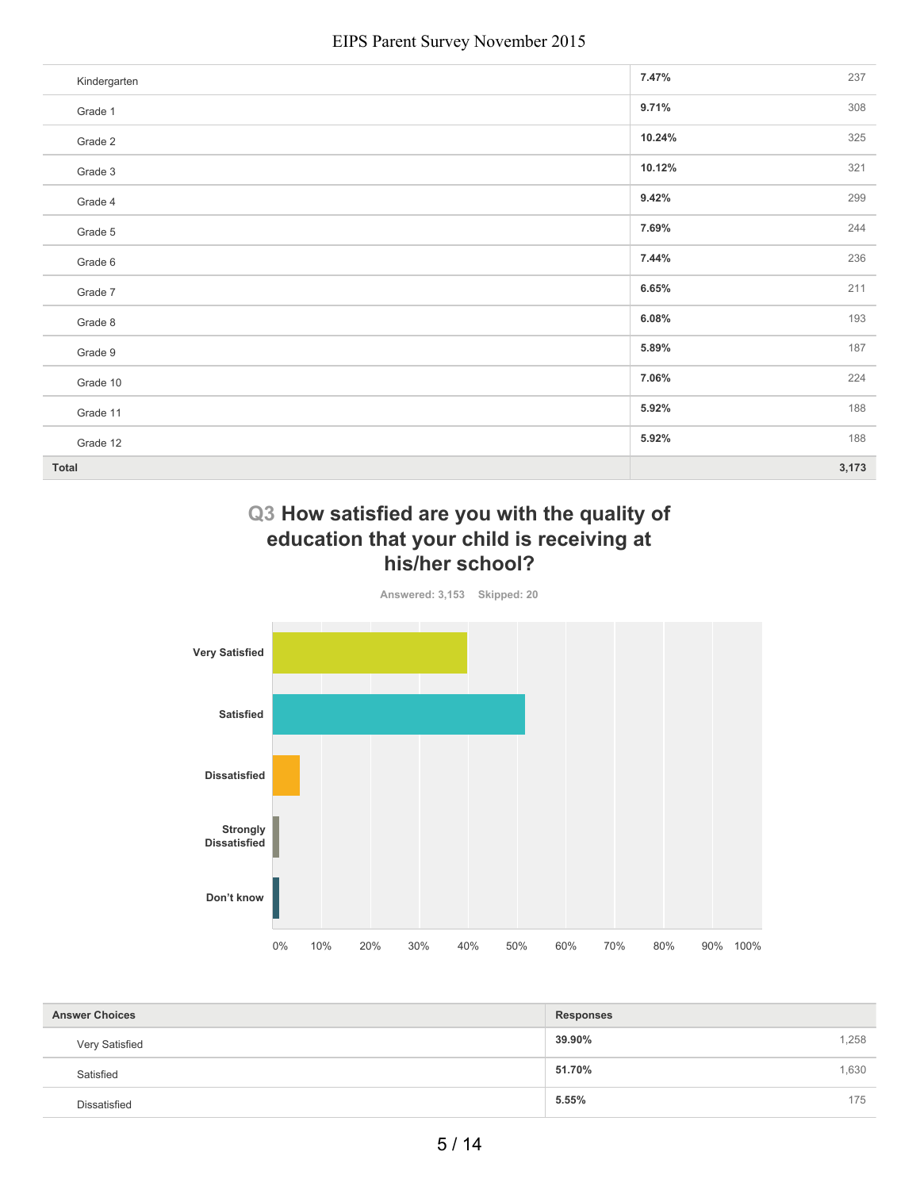| | | |
|---|---|---|
| Kindergarten | 7.47% | 237 |
| Grade 1 | 9.71% | 308 |
| Grade 2 | 10.24% | 325 |
| Grade 3 | 10.12% | 321 |
| Grade 4 | 9.42% | 299 |
| Grade 5 | 7.69% | 244 |
| Grade 6 | 7.44% | 236 |
| Grade 7 | 6.65% | 211 |
| Grade 8 | 6.08% | 193 |
| Grade 9 | 5.89% | 187 |
| Grade 10 | 7.06% | 224 |
| Grade 11 | 5.92% | 188 |
| Grade 12 | 5.92% | 188 |
| **Total** | | **3,173** |

## Q3 How satisfied are you with the quality of education that your child is receiving at his/her school?

Answered: 3,153 Skipped: 20

| Answer Choices | Responses | |
|---|---|---|
| Very Satisfied | 39.90% | 1,258 |
| Satisfied | 51.70% | 1,630 |
| Dissatisfied | 5.55% | 175 |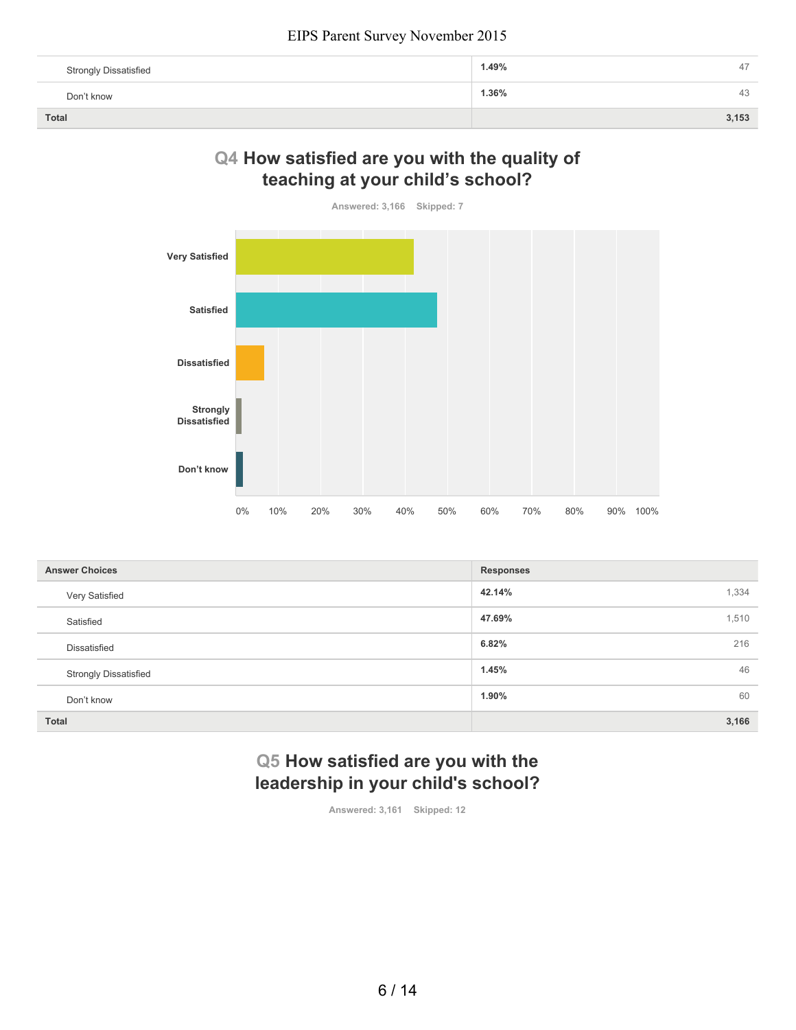| | | |
|---|---|---|
| Strongly Dissatisfied | 1.49% | 47 |
| Don't know | 1.36% | 43 |
| **Total** | | **3,153** |

## Q4 How satisfied are you with the quality of teaching at your child's school?

Answered: 3,166 Skipped: 7

| Answer Choices | Responses | |
|---|---|---|
| Very Satisfied | 42.14% | 1,334 |
| Satisfied | 47.69% | 1,510 |
| Dissatisfied | 6.82% | 216 |
| Strongly Dissatisfied | 1.45% | 46 |
| Don't know | 1.90% | 60 |
| **Total** | | **3,166** |

## Q5 How satisfied are you with the leadership in your child's school?

Answered: 3,161 Skipped: 12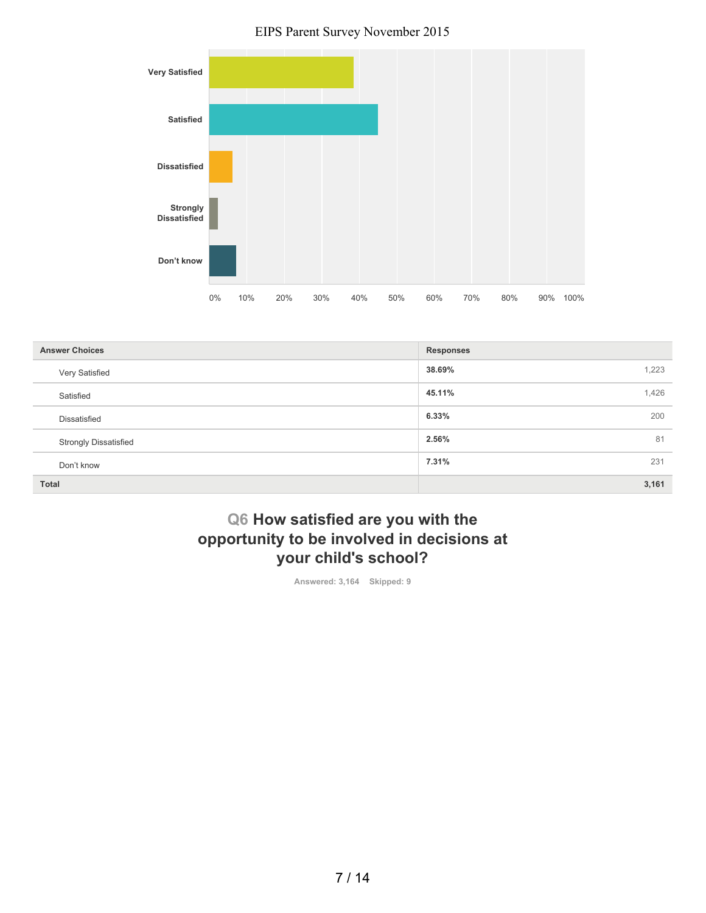EIPS Parent Survey November 2015

| Answer Choices | Responses | |
|---|---|---|
| Very Satisfied | **38.69%** | 1,223 |
| Satisfied | **45.11%** | 1,426 |
| Dissatisfied | **6.33%** | 200 |
| Strongly Dissatisfied | **2.56%** | 81 |
| Don't know | **7.31%** | 231 |
| **Total** | | **3,161** |

## Q6 How satisfied are you with the opportunity to be involved in decisions at your child's school?

Answered: 3,164 Skipped: 9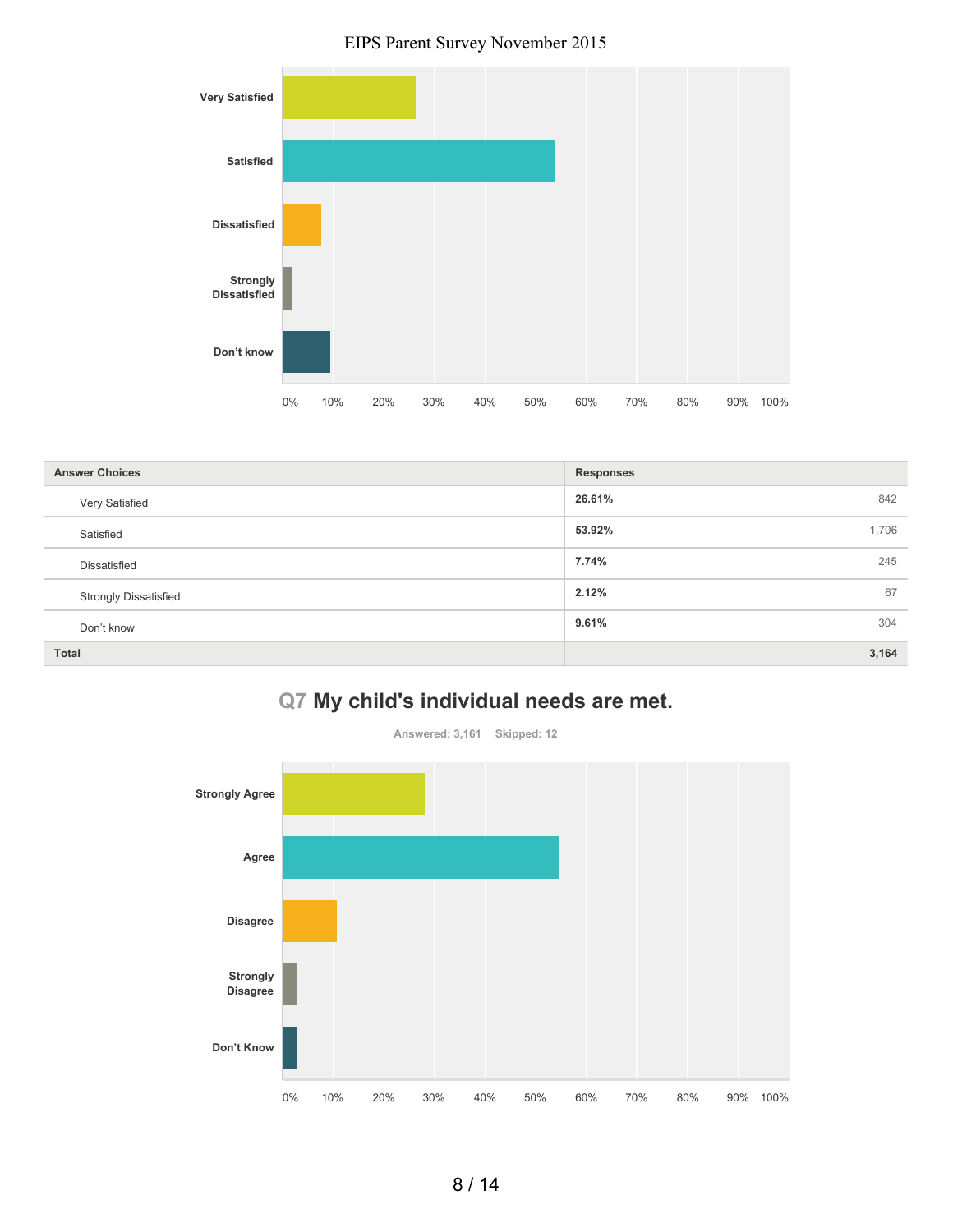| Answer Choices | Responses | |
|---|---|---|
| Very Satisfied | **26.61%** | 842 |
| Satisfied | **53.92%** | 1,706 |
| Dissatisfied | **7.74%** | 245 |
| Strongly Dissatisfied | **2.12%** | 67 |
| Don't know | **9.61%** | 304 |
| **Total** | | **3,164** |

## Q7 My child's individual needs are met.

Answered: 3,161 Skipped: 12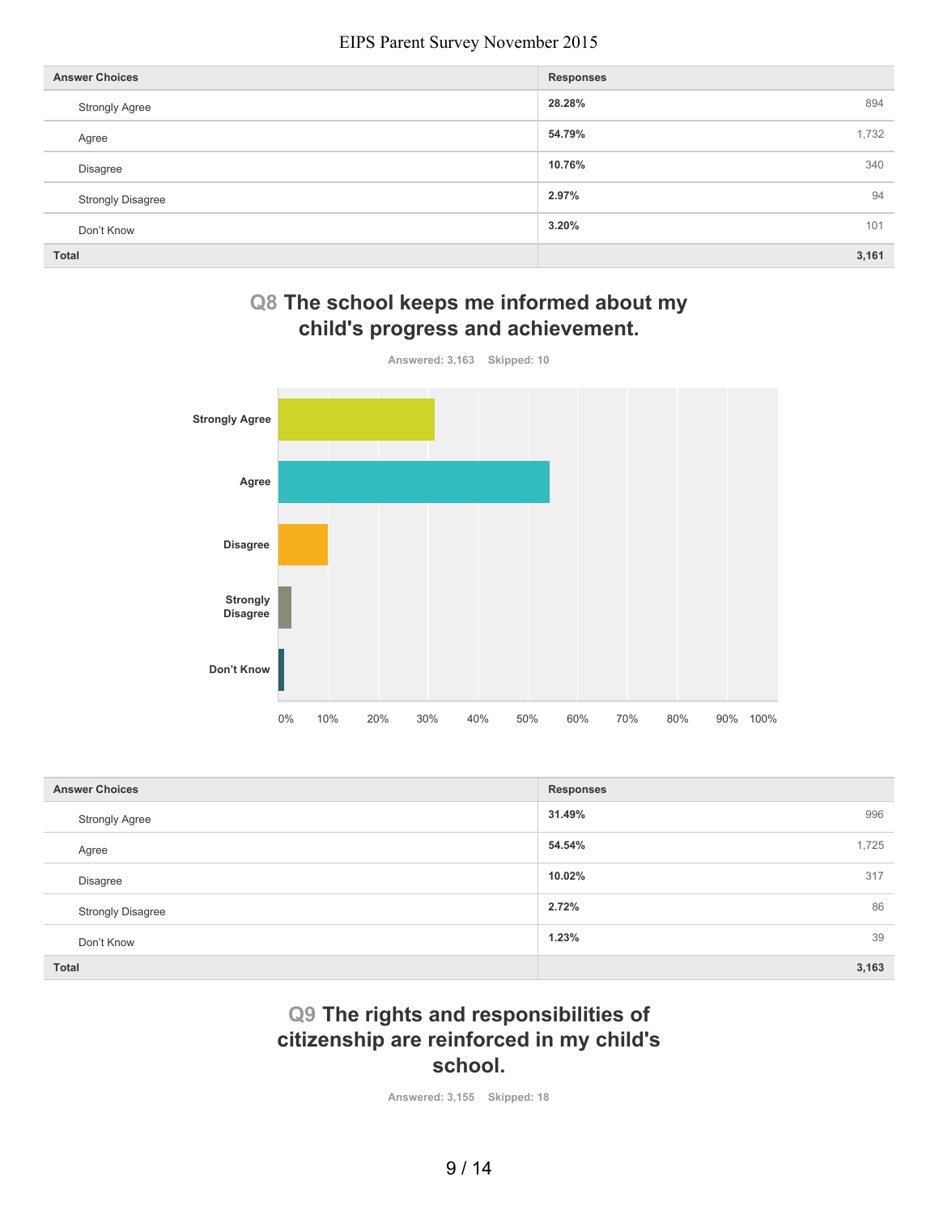| Answer Choices | Responses | |
|---|---|---|
| Strongly Agree | 28.28% | 894 |
| Agree | 54.79% | 1,732 |
| Disagree | 10.76% | 340 |
| Strongly Disagree | 2.97% | 94 |
| Don't Know | 3.20% | 101 |
| **Total** | | **3,161** |

## Q8 The school keeps me informed about my child's progress and achievement.

Answered: 3,163 Skipped: 10

| Answer Choices | Responses | |
|---|---|---|
| Strongly Agree | 31.49% | 996 |
| Agree | 54.54% | 1,725 |
| Disagree | 10.02% | 317 |
| Strongly Disagree | 2.72% | 86 |
| Don't Know | 1.23% | 39 |
| **Total** | | **3,163** |

## Q9 The rights and responsibilities of citizenship are reinforced in my child's school.

Answered: 3,155 Skipped: 18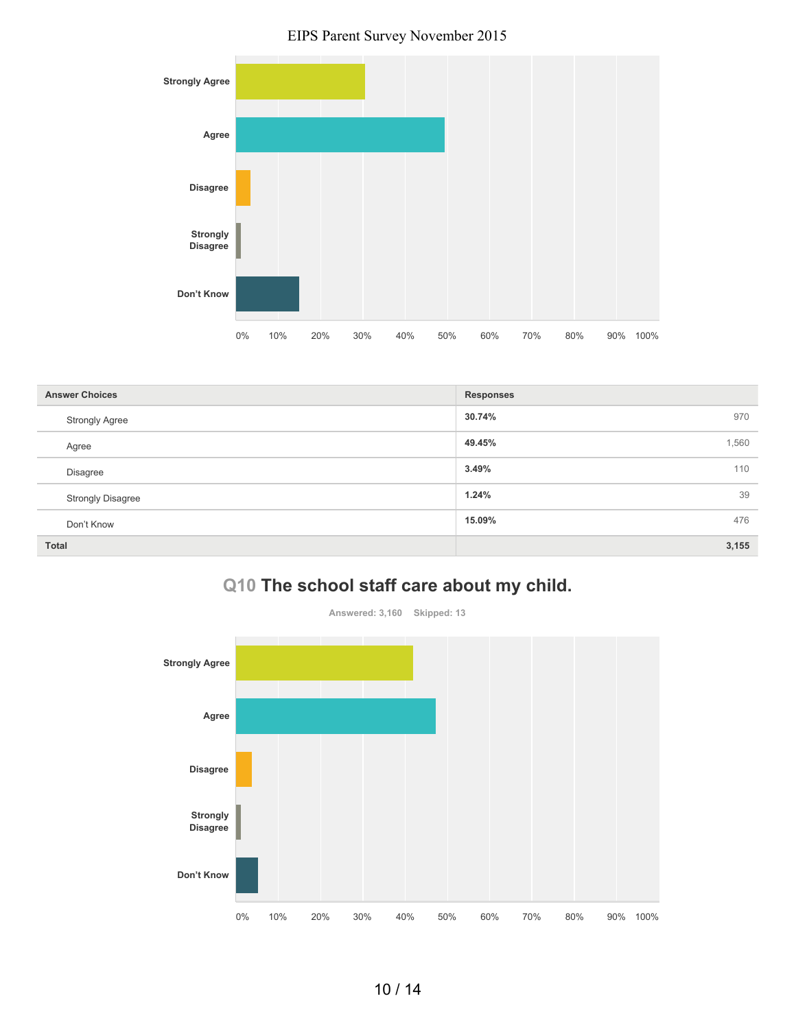| Answer Choices | Responses | |
|---|---|---|
| Strongly Agree | **30.74%** | 970 |
| Agree | **49.45%** | 1,560 |
| Disagree | **3.49%** | 110 |
| Strongly Disagree | **1.24%** | 39 |
| Don't Know | **15.09%** | 476 |
| **Total** | | **3,155** |

## Q10 The school staff care about my child.

Answered: 3,160 Skipped: 13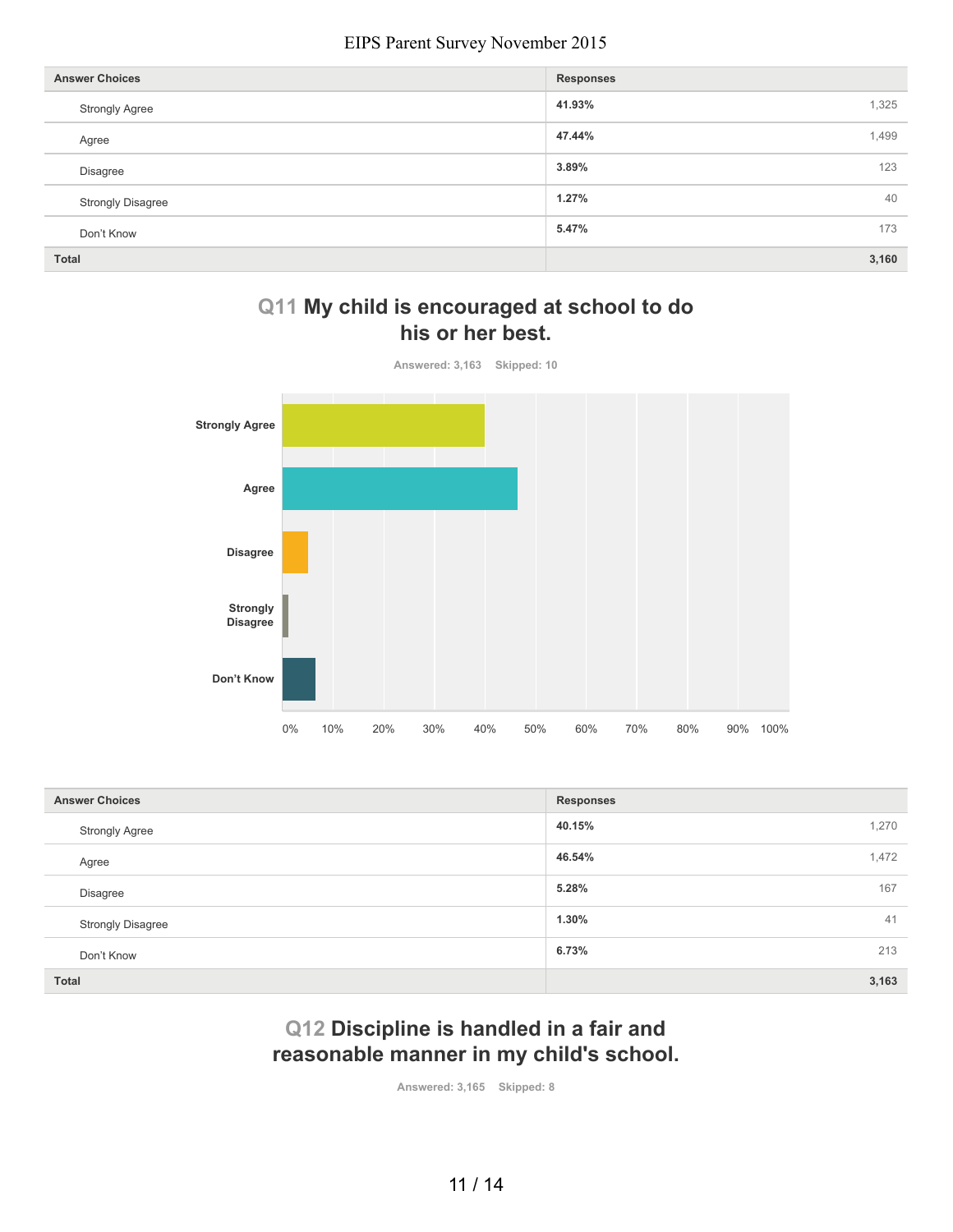| Answer Choices | Responses | |
|---|---|---|
| Strongly Agree | 41.93% | 1,325 |
| Agree | 47.44% | 1,499 |
| Disagree | 3.89% | 123 |
| Strongly Disagree | 1.27% | 40 |
| Don't Know | 5.47% | 173 |
| Total | | 3,160 |

## Q11 My child is encouraged at school to do his or her best.

Answered: 3,163 Skipped: 10

| Answer Choices | Responses | |
|---|---|---|
| Strongly Agree | 40.15% | 1,270 |
| Agree | 46.54% | 1,472 |
| Disagree | 5.28% | 167 |
| Strongly Disagree | 1.30% | 41 |
| Don't Know | 6.73% | 213 |
| Total | | 3,163 |

## Q12 Discipline is handled in a fair and reasonable manner in my child's school.

Answered: 3,165 Skipped: 8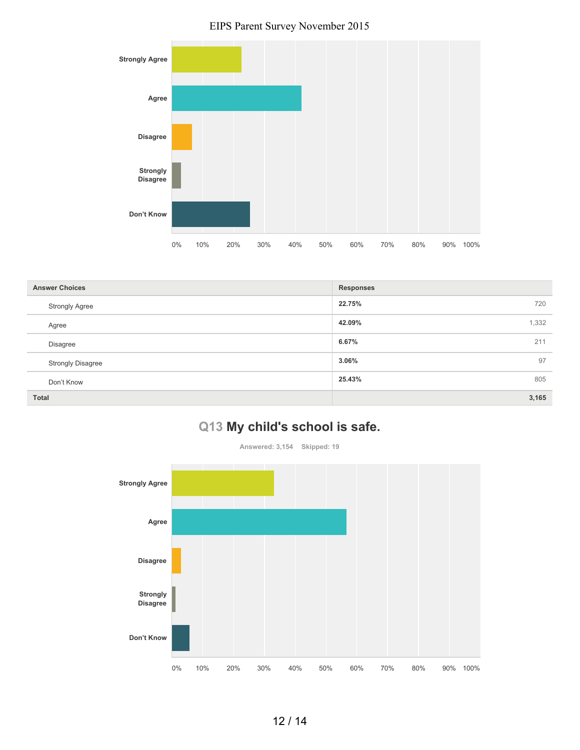| Answer Choices | Responses | |
|---|---|---|
| Strongly Agree | 22.75% | 720 |
| Agree | 42.09% | 1,332 |
| Disagree | 6.67% | 211 |
| Strongly Disagree | 3.06% | 97 |
| Don't Know | 25.43% | 805 |
| **Total** | | **3,165** |

## Q13 My child's school is safe.

Answered: 3,154 Skipped: 19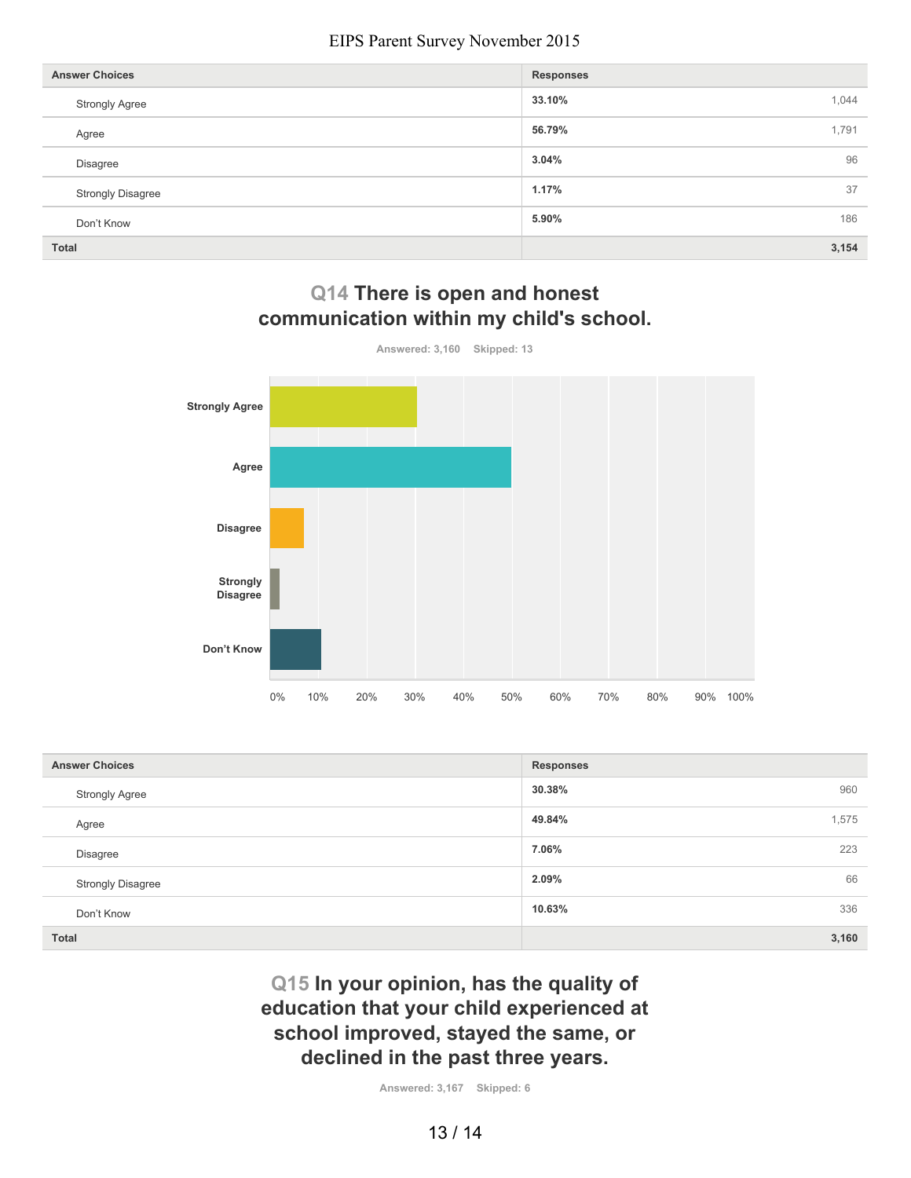| Answer Choices | Responses | |
|---|---|---|
| Strongly Agree | 33.10% | 1,044 |
| Agree | 56.79% | 1,791 |
| Disagree | 3.04% | 96 |
| Strongly Disagree | 1.17% | 37 |
| Don't Know | 5.90% | 186 |
| Total | | 3,154 |

## Q14 There is open and honest communication within my child's school.

Answered: 3,160 Skipped: 13

| Answer Choices | Responses | |
|---|---|---|
| Strongly Agree | 30.38% | 960 |
| Agree | 49.84% | 1,575 |
| Disagree | 7.06% | 223 |
| Strongly Disagree | 2.09% | 66 |
| Don't Know | 10.63% | 336 |
| Total | | 3,160 |

## Q15 In your opinion, has the quality of education that your child experienced at school improved, stayed the same, or declined in the past three years.

Answered: 3,167 Skipped: 6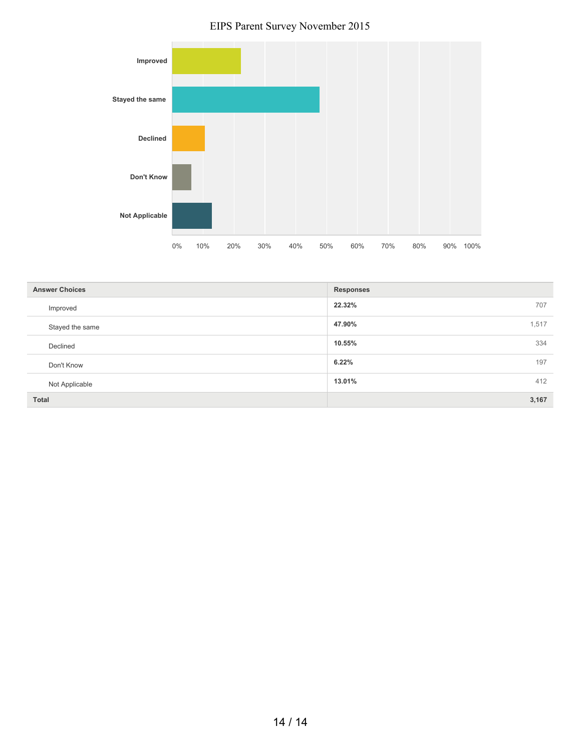EIPS Parent Survey November 2015

Improved

Stayed the same

Declined

Don't Know

Not Applicable

0% 10% 20% 30% 40% 50% 60% 70% 80% 90% 100%

| Answer Choices | Responses | |
|---|---|---|
| Improved | **22.32%** | 707 |
| Stayed the same | **47.90%** | 1,517 |
| Declined | **10.55%** | 334 |
| Don't Know | **6.22%** | 197 |
| Not Applicable | **13.01%** | 412 |
| **Total** | | **3,167** |